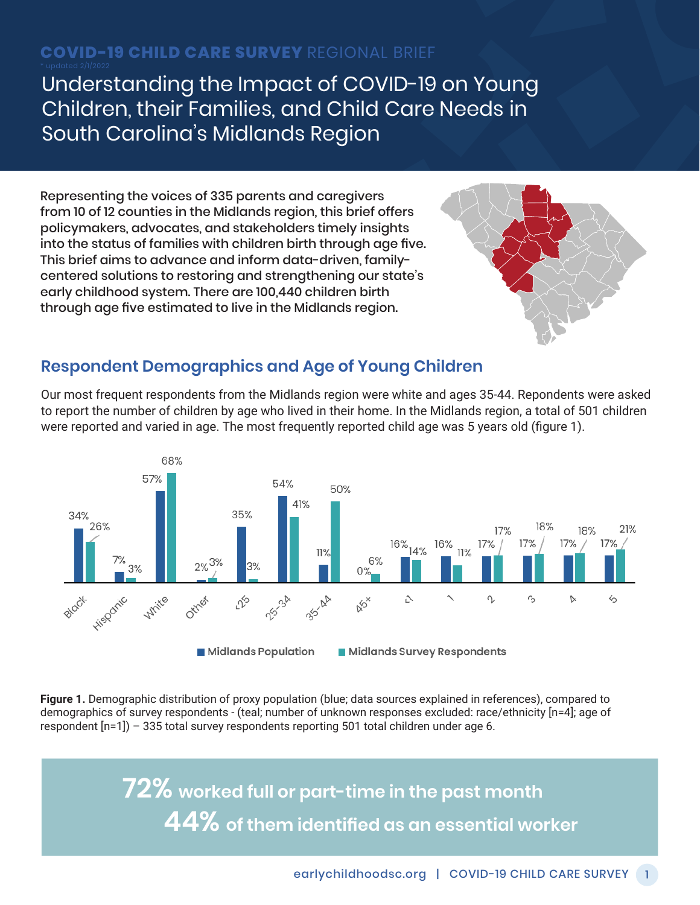**COVID-19 CHILD CARE SURVEY** REGIONAL BRIEF

* updated 2/1/2022

# Understanding the Impact of COVID-19 on Young Children, their Families, and Child Care Needs in South Carolina's Midlands Region

Representing the voices of 335 parents and caregivers from 10 of 12 counties in the Midlands region, this brief offers policymakers, advocates, and stakeholders timely insights into the status of families with children birth through age five. This brief aims to advance and inform data-driven, family-centered solutions to restoring and strengthening our state's early childhood system. There are 100,440 children birth through age five estimated to live in the Midlands region.

## Respondent Demographics and Age of Young Children

Our most frequent respondents from the Midlands region were white and ages 35-44. Repondents were asked to report the number of children by age who lived in their home. In the Midlands region, a total of 501 children were reported and varied in age. The most frequently reported child age was 5 years old (figure 1).

| | Midlands Population | Midlands Survey Respondents |
|---|---|---|
| Black | 34% | 26% |
| Hispanic | 7% | 3% |
| White | 57% | 68% |
| Other | 2% | 3% |
| <25 | 35% | 3% |
| 25-34 | 54% | 41% |
| 35-44 | 11% | 50% |
| 45+ | 0% | 6% |
| <1 | 16% | 14% |
| 1 | 16% | 11% |
| 2 | 17% | 17% |
| 3 | 17% | 18% |
| 4 | 17% | 18% |
| 5 | 17% | 21% |

**Figure 1.** Demographic distribution of proxy population (blue; data sources explained in references), compared to demographics of survey respondents - (teal; number of unknown responses excluded: race/ethnicity [n=4]; age of respondent [n=1]) – 335 total survey respondents reporting 501 total children under age 6.

**72%** worked full or part-time in the past month

**44%** of them identified as an essential worker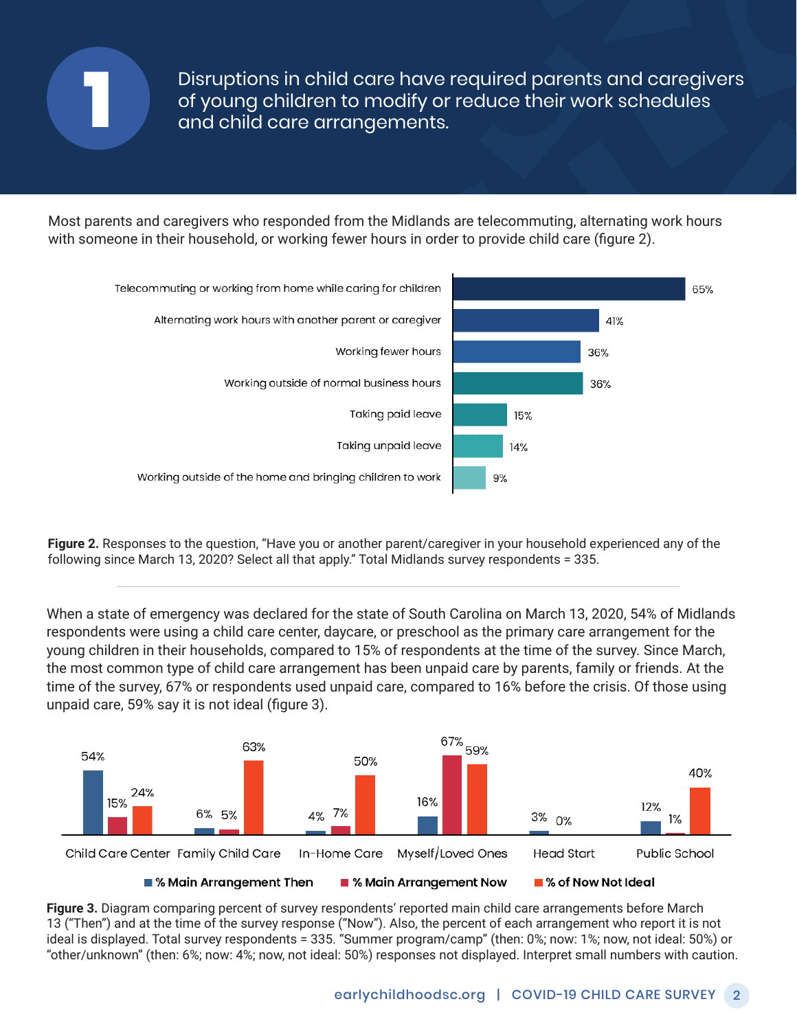# 1

## Disruptions in child care have required parents and caregivers of young children to modify or reduce their work schedules and child care arrangements.

Most parents and caregivers who responded from the Midlands are telecommuting, alternating work hours with someone in their household, or working fewer hours in order to provide child care (figure 2).

| Response | Percent |
| --- | --- |
| Telecommuting or working from home while caring for children | 65% |
| Alternating work hours with another parent or caregiver | 41% |
| Working fewer hours | 36% |
| Working outside of normal business hours | 36% |
| Taking paid leave | 15% |
| Taking unpaid leave | 14% |
| Working outside of the home and bringing children to work | 9% |

**Figure 2.** Responses to the question, "Have you or another parent/caregiver in your household experienced any of the following since March 13, 2020? Select all that apply." Total Midlands survey respondents = 335.

---

When a state of emergency was declared for the state of South Carolina on March 13, 2020, 54% of Midlands respondents were using a child care center, daycare, or preschool as the primary care arrangement for the young children in their households, compared to 15% of respondents at the time of the survey. Since March, the most common type of child care arrangement has been unpaid care by parents, family or friends. At the time of the survey, 67% or respondents used unpaid care, compared to 16% before the crisis. Of those using unpaid care, 59% say it is not ideal (figure 3).

| | % Main Arrangement Then | % Main Arrangement Now | % of Now Not Ideal |
| --- | --- | --- | --- |
| Child Care Center | 54% | 15% | 24% |
| Family Child Care | 6% | 5% | 63% |
| In-Home Care | 4% | 7% | 50% |
| Myself/Loved Ones | 16% | 67% | 59% |
| Head Start | 3% | 0% | |
| Public School | 12% | 1% | 40% |

**Figure 3.** Diagram comparing percent of survey respondents' reported main child care arrangements before March 13 ("Then") and at the time of the survey response ("Now"). Also, the percent of each arrangement who report it is not ideal is displayed. Total survey respondents = 335. "Summer program/camp" (then: 0%; now: 1%; now, not ideal: 50%) or "other/unknown" (then: 6%; now: 4%; now, not ideal: 50%) responses not displayed. Interpret small numbers with caution.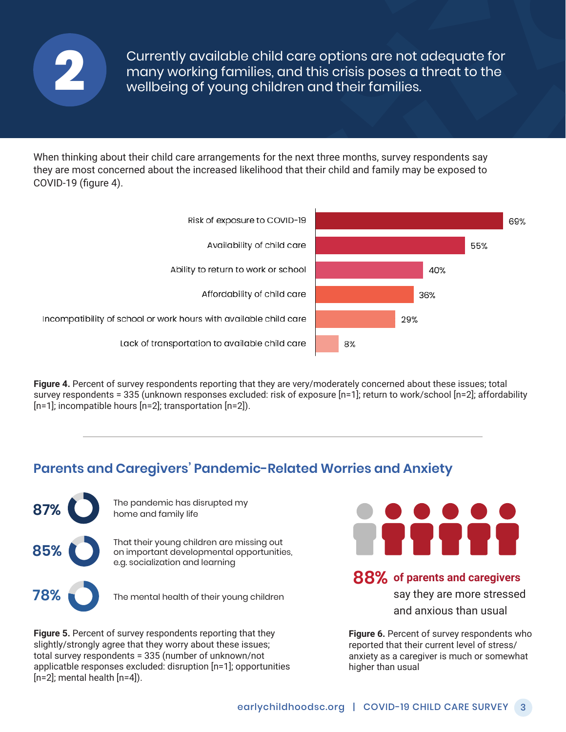# 2

## Currently available child care options are not adequate for many working families, and this crisis poses a threat to the wellbeing of young children and their families.

When thinking about their child care arrangements for the next three months, survey respondents say they are most concerned about the increased likelihood that their child and family may be exposed to COVID-19 (figure 4).

| Concern | Percent |
|---|---|
| Risk of exposure to COVID-19 | 69% |
| Availability of child care | 55% |
| Ability to return to work or school | 40% |
| Affordability of child care | 36% |
| Incompatibility of school or work hours with available child care | 29% |
| Lack of transportation to available child care | 8% |

**Figure 4.** Percent of survey respondents reporting that they are very/moderately concerned about these issues; total survey respondents = 335 (unknown responses excluded: risk of exposure [n=1]; return to work/school [n=2]; affordability [n=1]; incompatible hours [n=2]; transportation [n=2]).

## Parents and Caregivers' Pandemic-Related Worries and Anxiety

**87%** The pandemic has disrupted my home and family life

**85%** That their young children are missing out on important developmental opportunities, e.g. socialization and learning

**78%** The mental health of their young children

**Figure 5.** Percent of survey respondents reporting that they slightly/strongly agree that they worry about these issues; total survey respondents = 335 (number of unknown/not applicatble responses excluded: disruption [n=1]; opportunities [n=2]; mental health [n=4]).

**88% of parents and caregivers** say they are more stressed and anxious than usual

**Figure 6.** Percent of survey respondents who reported that their current level of stress/anxiety as a caregiver is much or somewhat higher than usual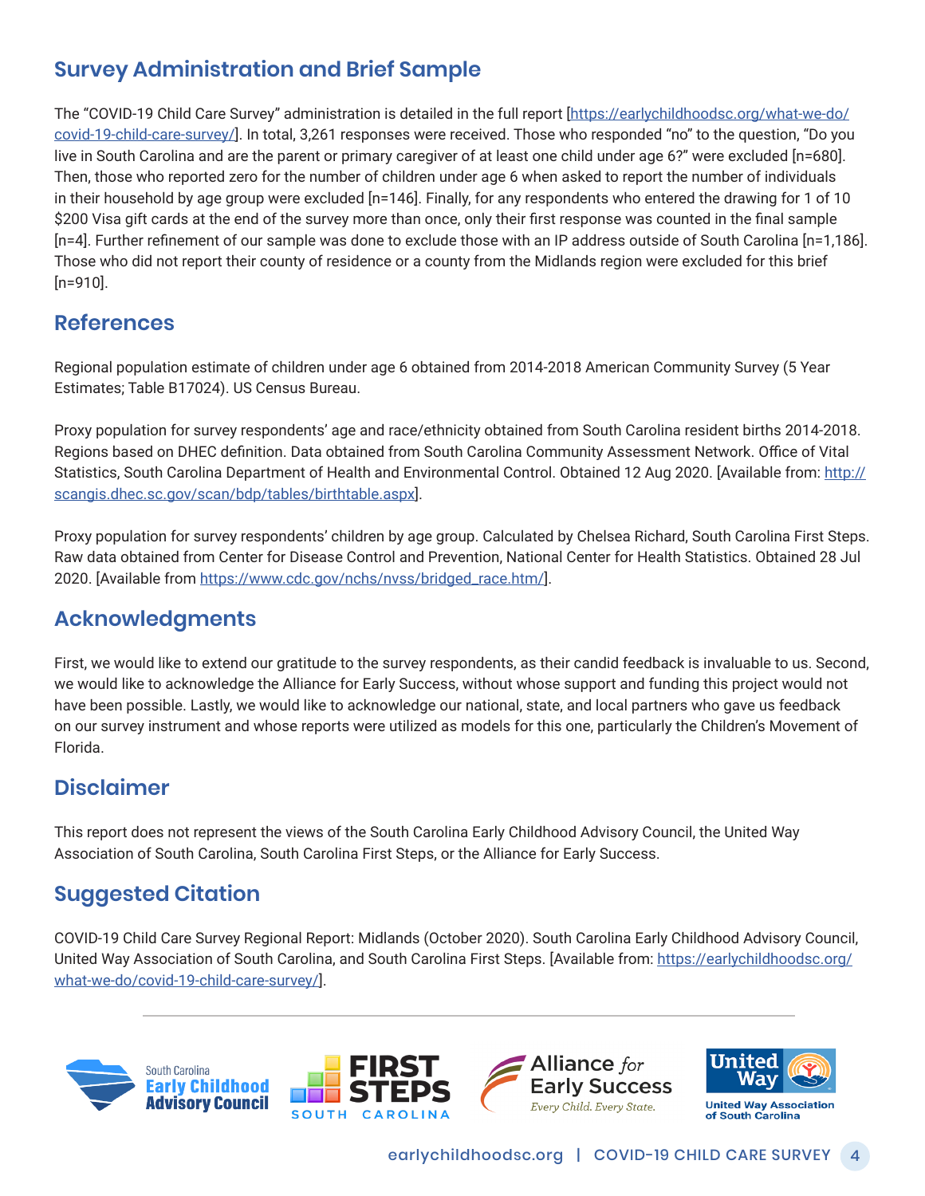## Survey Administration and Brief Sample

The "COVID-19 Child Care Survey" administration is detailed in the full report [https://earlychildhoodsc.org/what-we-do/covid-19-child-care-survey/]. In total, 3,261 responses were received. Those who responded "no" to the question, "Do you live in South Carolina and are the parent or primary caregiver of at least one child under age 6?" were excluded [n=680]. Then, those who reported zero for the number of children under age 6 when asked to report the number of individuals in their household by age group were excluded [n=146]. Finally, for any respondents who entered the drawing for 1 of 10 $200 Visa gift cards at the end of the survey more than once, only their first response was counted in the final sample [n=4]. Further refinement of our sample was done to exclude those with an IP address outside of South Carolina [n=1,186]. Those who did not report their county of residence or a county from the Midlands region were excluded for this brief [n=910].

## References

Regional population estimate of children under age 6 obtained from 2014-2018 American Community Survey (5 Year Estimates; Table B17024). US Census Bureau.

Proxy population for survey respondents' age and race/ethnicity obtained from South Carolina resident births 2014-2018. Regions based on DHEC definition. Data obtained from South Carolina Community Assessment Network. Office of Vital Statistics, South Carolina Department of Health and Environmental Control. Obtained 12 Aug 2020. [Available from: http://scangis.dhec.sc.gov/scan/bdp/tables/birthtable.aspx].

Proxy population for survey respondents' children by age group. Calculated by Chelsea Richard, South Carolina First Steps. Raw data obtained from Center for Disease Control and Prevention, National Center for Health Statistics. Obtained 28 Jul 2020. [Available from https://www.cdc.gov/nchs/nvss/bridged_race.htm/].

## Acknowledgments

First, we would like to extend our gratitude to the survey respondents, as their candid feedback is invaluable to us. Second, we would like to acknowledge the Alliance for Early Success, without whose support and funding this project would not have been possible. Lastly, we would like to acknowledge our national, state, and local partners who gave us feedback on our survey instrument and whose reports were utilized as models for this one, particularly the Children's Movement of Florida.

## Disclaimer

This report does not represent the views of the South Carolina Early Childhood Advisory Council, the United Way Association of South Carolina, South Carolina First Steps, or the Alliance for Early Success.

## Suggested Citation

COVID-19 Child Care Survey Regional Report: Midlands (October 2020). South Carolina Early Childhood Advisory Council, United Way Association of South Carolina, and South Carolina First Steps. [Available from: https://earlychildhoodsc.org/what-we-do/covid-19-child-care-survey/].

South Carolina Early Childhood Advisory Council

FIRST STEPS SOUTH CAROLINA

Alliance for Early Success
*Every Child. Every State.*

United Way
United Way Association of South Carolina